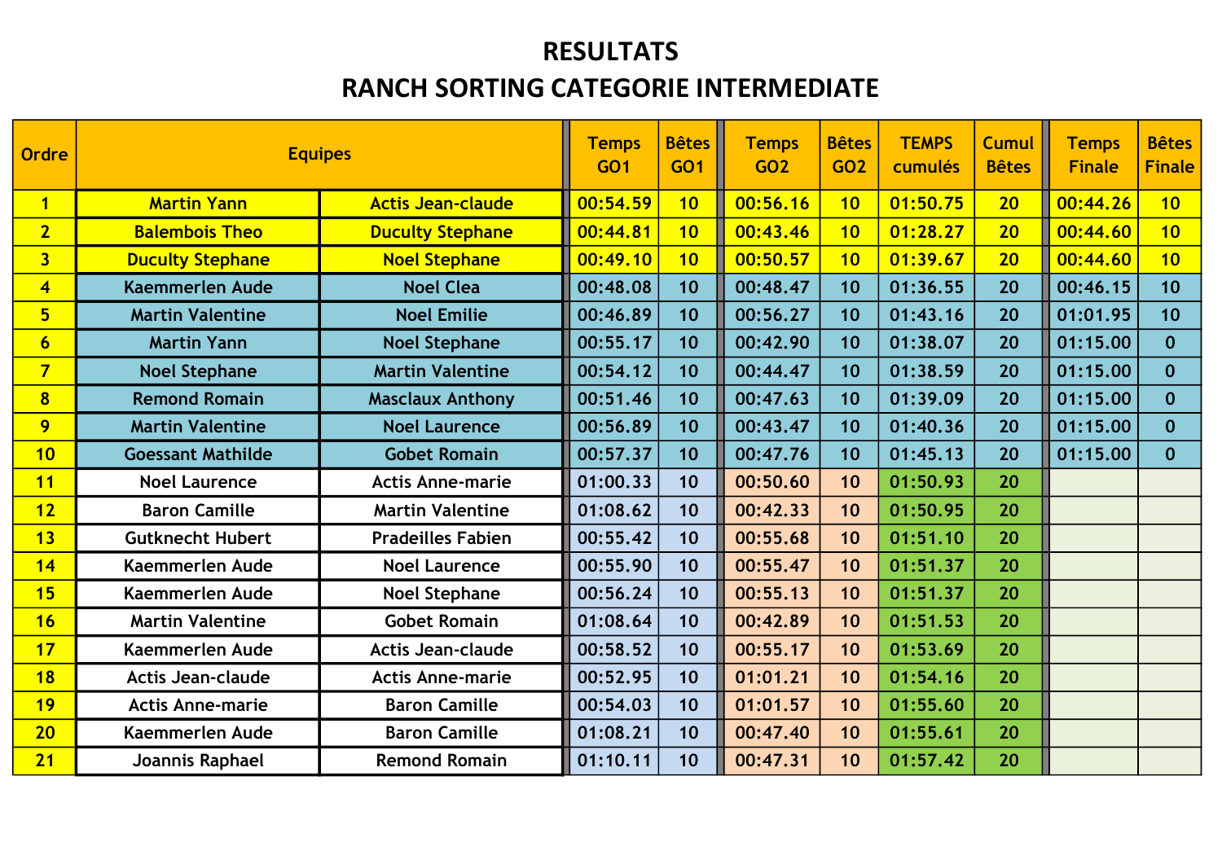# RESULTATS

# RANCH SORTING CATEGORIE INTERMEDIATE

| Ordre | Equipes | | Temps GO1 | Bêtes GO1 | Temps GO2 | Bêtes GO2 | TEMPS cumulés | Cumul Bêtes | Temps Finale | Bêtes Finale |
|---|---|---|---|---|---|---|---|---|---|---|
| 1 | Martin Yann | Actis Jean-claude | 00:54.59 | 10 | 00:56.16 | 10 | 01:50.75 | 20 | 00:44.26 | 10 |
| 2 | Balembois Theo | Duculty Stephane | 00:44.81 | 10 | 00:43.46 | 10 | 01:28.27 | 20 | 00:44.60 | 10 |
| 3 | Duculty Stephane | Noel Stephane | 00:49.10 | 10 | 00:50.57 | 10 | 01:39.67 | 20 | 00:44.60 | 10 |
| 4 | Kaemmerlen Aude | Noel Clea | 00:48.08 | 10 | 00:48.47 | 10 | 01:36.55 | 20 | 00:46.15 | 10 |
| 5 | Martin Valentine | Noel Emilie | 00:46.89 | 10 | 00:56.27 | 10 | 01:43.16 | 20 | 01:01.95 | 10 |
| 6 | Martin Yann | Noel Stephane | 00:55.17 | 10 | 00:42.90 | 10 | 01:38.07 | 20 | 01:15.00 | 0 |
| 7 | Noel Stephane | Martin Valentine | 00:54.12 | 10 | 00:44.47 | 10 | 01:38.59 | 20 | 01:15.00 | 0 |
| 8 | Remond Romain | Masclaux Anthony | 00:51.46 | 10 | 00:47.63 | 10 | 01:39.09 | 20 | 01:15.00 | 0 |
| 9 | Martin Valentine | Noel Laurence | 00:56.89 | 10 | 00:43.47 | 10 | 01:40.36 | 20 | 01:15.00 | 0 |
| 10 | Goessant Mathilde | Gobet Romain | 00:57.37 | 10 | 00:47.76 | 10 | 01:45.13 | 20 | 01:15.00 | 0 |
| 11 | Noel Laurence | Actis Anne-marie | 01:00.33 | 10 | 00:50.60 | 10 | 01:50.93 | 20 | | |
| 12 | Baron Camille | Martin Valentine | 01:08.62 | 10 | 00:42.33 | 10 | 01:50.95 | 20 | | |
| 13 | Gutknecht Hubert | Pradeilles Fabien | 00:55.42 | 10 | 00:55.68 | 10 | 01:51.10 | 20 | | |
| 14 | Kaemmerlen Aude | Noel Laurence | 00:55.90 | 10 | 00:55.47 | 10 | 01:51.37 | 20 | | |
| 15 | Kaemmerlen Aude | Noel Stephane | 00:56.24 | 10 | 00:55.13 | 10 | 01:51.37 | 20 | | |
| 16 | Martin Valentine | Gobet Romain | 01:08.64 | 10 | 00:42.89 | 10 | 01:51.53 | 20 | | |
| 17 | Kaemmerlen Aude | Actis Jean-claude | 00:58.52 | 10 | 00:55.17 | 10 | 01:53.69 | 20 | | |
| 18 | Actis Jean-claude | Actis Anne-marie | 00:52.95 | 10 | 01:01.21 | 10 | 01:54.16 | 20 | | |
| 19 | Actis Anne-marie | Baron Camille | 00:54.03 | 10 | 01:01.57 | 10 | 01:55.60 | 20 | | |
| 20 | Kaemmerlen Aude | Baron Camille | 01:08.21 | 10 | 00:47.40 | 10 | 01:55.61 | 20 | | |
| 21 | Joannis Raphael | Remond Romain | 01:10.11 | 10 | 00:47.31 | 10 | 01:57.42 | 20 | | |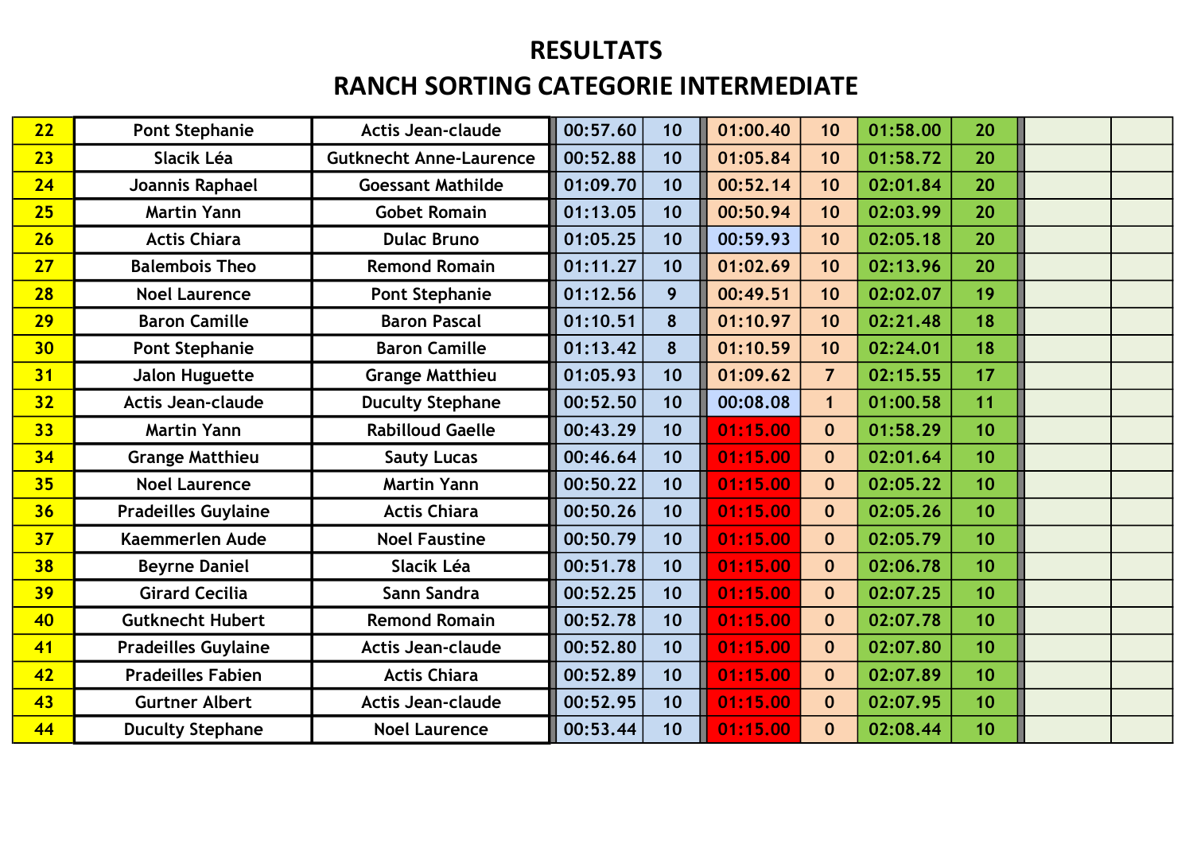# RESULTATS

## RANCH SORTING CATEGORIE INTERMEDIATE

| | | | | | | | | | | |
|---|---|---|---|---|---|---|---|---|---|---|
| 22 | Pont Stephanie | Actis Jean-claude | 00:57.60 | 10 | 01:00.40 | 10 | 01:58.00 | 20 | | |
| 23 | Slacik Léa | Gutknecht Anne-Laurence | 00:52.88 | 10 | 01:05.84 | 10 | 01:58.72 | 20 | | |
| 24 | Joannis Raphael | Goessant Mathilde | 01:09.70 | 10 | 00:52.14 | 10 | 02:01.84 | 20 | | |
| 25 | Martin Yann | Gobet Romain | 01:13.05 | 10 | 00:50.94 | 10 | 02:03.99 | 20 | | |
| 26 | Actis Chiara | Dulac Bruno | 01:05.25 | 10 | 00:59.93 | 10 | 02:05.18 | 20 | | |
| 27 | Balembois Theo | Remond Romain | 01:11.27 | 10 | 01:02.69 | 10 | 02:13.96 | 20 | | |
| 28 | Noel Laurence | Pont Stephanie | 01:12.56 | 9 | 00:49.51 | 10 | 02:02.07 | 19 | | |
| 29 | Baron Camille | Baron Pascal | 01:10.51 | 8 | 01:10.97 | 10 | 02:21.48 | 18 | | |
| 30 | Pont Stephanie | Baron Camille | 01:13.42 | 8 | 01:10.59 | 10 | 02:24.01 | 18 | | |
| 31 | Jalon Huguette | Grange Matthieu | 01:05.93 | 10 | 01:09.62 | 7 | 02:15.55 | 17 | | |
| 32 | Actis Jean-claude | Duculty Stephane | 00:52.50 | 10 | 00:08.08 | 1 | 01:00.58 | 11 | | |
| 33 | Martin Yann | Rabilloud Gaelle | 00:43.29 | 10 | 01:15.00 | 0 | 01:58.29 | 10 | | |
| 34 | Grange Matthieu | Sauty Lucas | 00:46.64 | 10 | 01:15.00 | 0 | 02:01.64 | 10 | | |
| 35 | Noel Laurence | Martin Yann | 00:50.22 | 10 | 01:15.00 | 0 | 02:05.22 | 10 | | |
| 36 | Pradeilles Guylaine | Actis Chiara | 00:50.26 | 10 | 01:15.00 | 0 | 02:05.26 | 10 | | |
| 37 | Kaemmerlen Aude | Noel Faustine | 00:50.79 | 10 | 01:15.00 | 0 | 02:05.79 | 10 | | |
| 38 | Beyrne Daniel | Slacik Léa | 00:51.78 | 10 | 01:15.00 | 0 | 02:06.78 | 10 | | |
| 39 | Girard Cecilia | Sann Sandra | 00:52.25 | 10 | 01:15.00 | 0 | 02:07.25 | 10 | | |
| 40 | Gutknecht Hubert | Remond Romain | 00:52.78 | 10 | 01:15.00 | 0 | 02:07.78 | 10 | | |
| 41 | Pradeilles Guylaine | Actis Jean-claude | 00:52.80 | 10 | 01:15.00 | 0 | 02:07.80 | 10 | | |
| 42 | Pradeilles Fabien | Actis Chiara | 00:52.89 | 10 | 01:15.00 | 0 | 02:07.89 | 10 | | |
| 43 | Gurtner Albert | Actis Jean-claude | 00:52.95 | 10 | 01:15.00 | 0 | 02:07.95 | 10 | | |
| 44 | Duculty Stephane | Noel Laurence | 00:53.44 | 10 | 01:15.00 | 0 | 02:08.44 | 10 | | |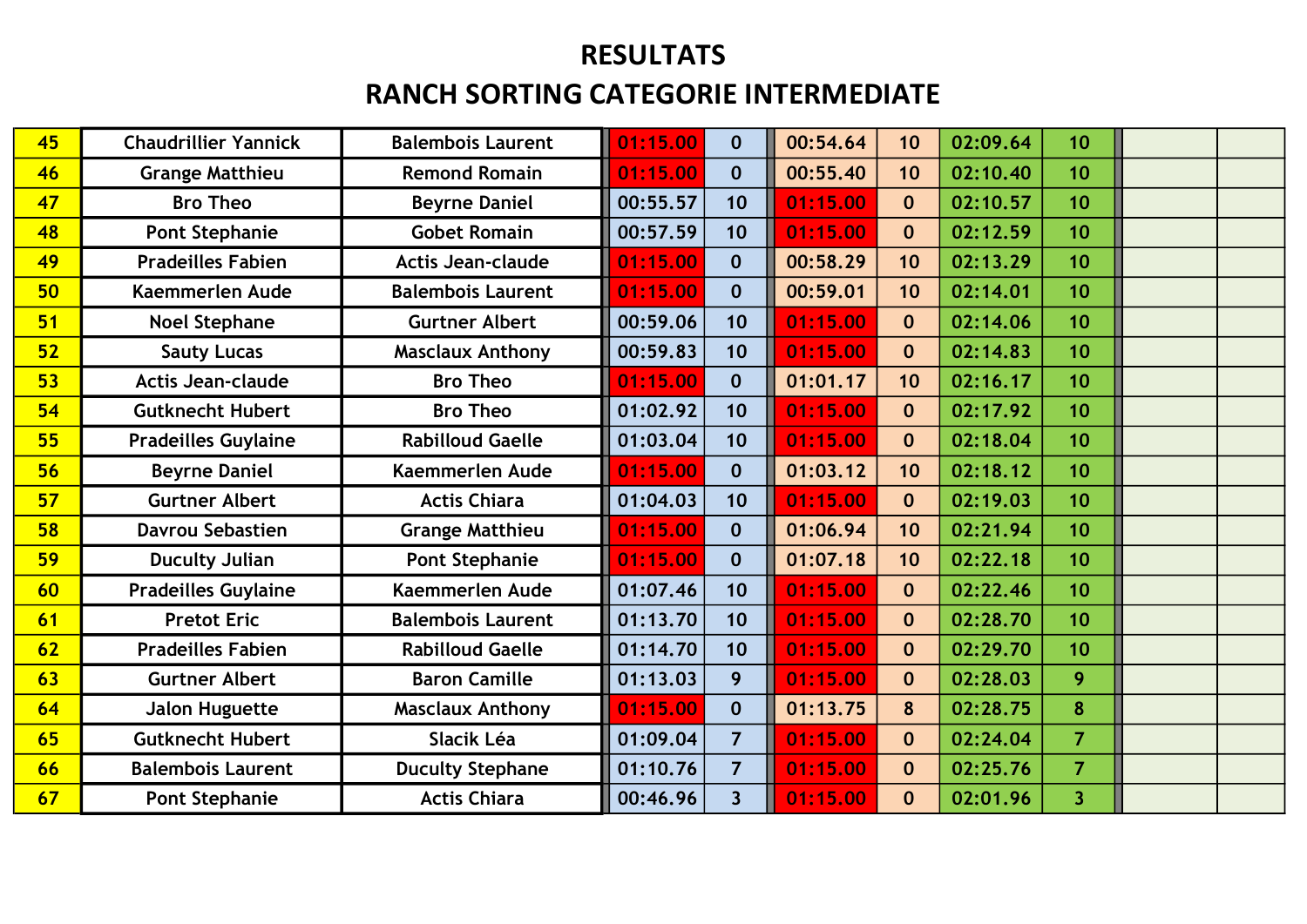# RESULTATS

## RANCH SORTING CATEGORIE INTERMEDIATE

| | | | | | | | | | | |
|---|---|---|---|---|---|---|---|---|---|---|
| 45 | Chaudrillier Yannick | Balembois Laurent | 01:15.00 | 0 | 00:54.64 | 10 | 02:09.64 | 10 | | |
| 46 | Grange Matthieu | Remond Romain | 01:15.00 | 0 | 00:55.40 | 10 | 02:10.40 | 10 | | |
| 47 | Bro Theo | Beyrne Daniel | 00:55.57 | 10 | 01:15.00 | 0 | 02:10.57 | 10 | | |
| 48 | Pont Stephanie | Gobet Romain | 00:57.59 | 10 | 01:15.00 | 0 | 02:12.59 | 10 | | |
| 49 | Pradeilles Fabien | Actis Jean-claude | 01:15.00 | 0 | 00:58.29 | 10 | 02:13.29 | 10 | | |
| 50 | Kaemmerlen Aude | Balembois Laurent | 01:15.00 | 0 | 00:59.01 | 10 | 02:14.01 | 10 | | |
| 51 | Noel Stephane | Gurtner Albert | 00:59.06 | 10 | 01:15.00 | 0 | 02:14.06 | 10 | | |
| 52 | Sauty Lucas | Masclaux Anthony | 00:59.83 | 10 | 01:15.00 | 0 | 02:14.83 | 10 | | |
| 53 | Actis Jean-claude | Bro Theo | 01:15.00 | 0 | 01:01.17 | 10 | 02:16.17 | 10 | | |
| 54 | Gutknecht Hubert | Bro Theo | 01:02.92 | 10 | 01:15.00 | 0 | 02:17.92 | 10 | | |
| 55 | Pradeilles Guylaine | Rabilloud Gaelle | 01:03.04 | 10 | 01:15.00 | 0 | 02:18.04 | 10 | | |
| 56 | Beyrne Daniel | Kaemmerlen Aude | 01:15.00 | 0 | 01:03.12 | 10 | 02:18.12 | 10 | | |
| 57 | Gurtner Albert | Actis Chiara | 01:04.03 | 10 | 01:15.00 | 0 | 02:19.03 | 10 | | |
| 58 | Davrou Sebastien | Grange Matthieu | 01:15.00 | 0 | 01:06.94 | 10 | 02:21.94 | 10 | | |
| 59 | Duculty Julian | Pont Stephanie | 01:15.00 | 0 | 01:07.18 | 10 | 02:22.18 | 10 | | |
| 60 | Pradeilles Guylaine | Kaemmerlen Aude | 01:07.46 | 10 | 01:15.00 | 0 | 02:22.46 | 10 | | |
| 61 | Pretot Eric | Balembois Laurent | 01:13.70 | 10 | 01:15.00 | 0 | 02:28.70 | 10 | | |
| 62 | Pradeilles Fabien | Rabilloud Gaelle | 01:14.70 | 10 | 01:15.00 | 0 | 02:29.70 | 10 | | |
| 63 | Gurtner Albert | Baron Camille | 01:13.03 | 9 | 01:15.00 | 0 | 02:28.03 | 9 | | |
| 64 | Jalon Huguette | Masclaux Anthony | 01:15.00 | 0 | 01:13.75 | 8 | 02:28.75 | 8 | | |
| 65 | Gutknecht Hubert | Slacik Léa | 01:09.04 | 7 | 01:15.00 | 0 | 02:24.04 | 7 | | |
| 66 | Balembois Laurent | Duculty Stephane | 01:10.76 | 7 | 01:15.00 | 0 | 02:25.76 | 7 | | |
| 67 | Pont Stephanie | Actis Chiara | 00:46.96 | 3 | 01:15.00 | 0 | 02:01.96 | 3 | | |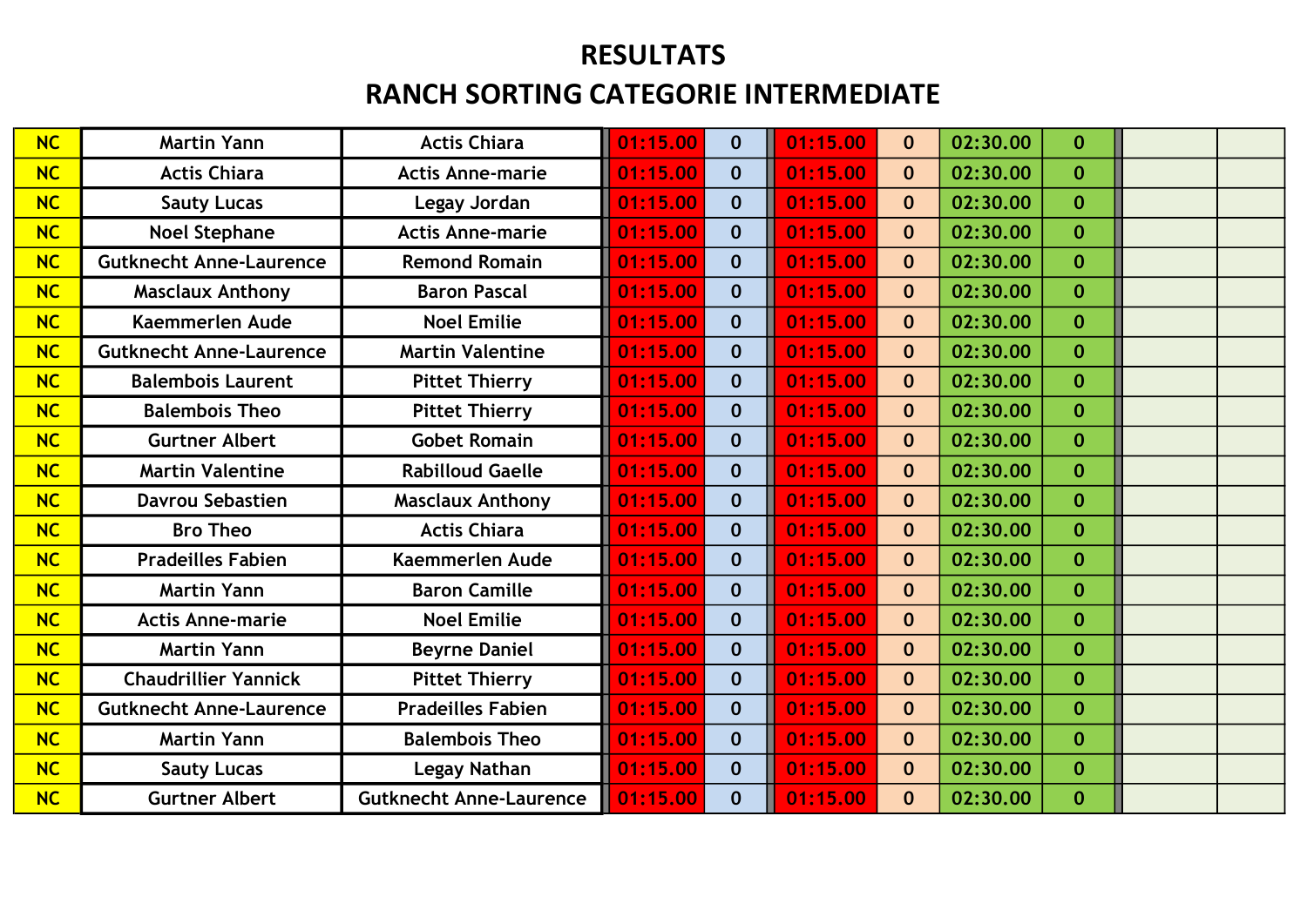# RESULTATS

## RANCH SORTING CATEGORIE INTERMEDIATE

| | | | | | | | | | | |
|---|---|---|---|---|---|---|---|---|---|---|
| NC | Martin Yann | Actis Chiara | 01:15.00 | 0 | 01:15.00 | 0 | 02:30.00 | 0 | | |
| NC | Actis Chiara | Actis Anne-marie | 01:15.00 | 0 | 01:15.00 | 0 | 02:30.00 | 0 | | |
| NC | Sauty Lucas | Legay Jordan | 01:15.00 | 0 | 01:15.00 | 0 | 02:30.00 | 0 | | |
| NC | Noel Stephane | Actis Anne-marie | 01:15.00 | 0 | 01:15.00 | 0 | 02:30.00 | 0 | | |
| NC | Gutknecht Anne-Laurence | Remond Romain | 01:15.00 | 0 | 01:15.00 | 0 | 02:30.00 | 0 | | |
| NC | Masclaux Anthony | Baron Pascal | 01:15.00 | 0 | 01:15.00 | 0 | 02:30.00 | 0 | | |
| NC | Kaemmerlen Aude | Noel Emilie | 01:15.00 | 0 | 01:15.00 | 0 | 02:30.00 | 0 | | |
| NC | Gutknecht Anne-Laurence | Martin Valentine | 01:15.00 | 0 | 01:15.00 | 0 | 02:30.00 | 0 | | |
| NC | Balembois Laurent | Pittet Thierry | 01:15.00 | 0 | 01:15.00 | 0 | 02:30.00 | 0 | | |
| NC | Balembois Theo | Pittet Thierry | 01:15.00 | 0 | 01:15.00 | 0 | 02:30.00 | 0 | | |
| NC | Gurtner Albert | Gobet Romain | 01:15.00 | 0 | 01:15.00 | 0 | 02:30.00 | 0 | | |
| NC | Martin Valentine | Rabilloud Gaelle | 01:15.00 | 0 | 01:15.00 | 0 | 02:30.00 | 0 | | |
| NC | Davrou Sebastien | Masclaux Anthony | 01:15.00 | 0 | 01:15.00 | 0 | 02:30.00 | 0 | | |
| NC | Bro Theo | Actis Chiara | 01:15.00 | 0 | 01:15.00 | 0 | 02:30.00 | 0 | | |
| NC | Pradeilles Fabien | Kaemmerlen Aude | 01:15.00 | 0 | 01:15.00 | 0 | 02:30.00 | 0 | | |
| NC | Martin Yann | Baron Camille | 01:15.00 | 0 | 01:15.00 | 0 | 02:30.00 | 0 | | |
| NC | Actis Anne-marie | Noel Emilie | 01:15.00 | 0 | 01:15.00 | 0 | 02:30.00 | 0 | | |
| NC | Martin Yann | Beyrne Daniel | 01:15.00 | 0 | 01:15.00 | 0 | 02:30.00 | 0 | | |
| NC | Chaudrillier Yannick | Pittet Thierry | 01:15.00 | 0 | 01:15.00 | 0 | 02:30.00 | 0 | | |
| NC | Gutknecht Anne-Laurence | Pradeilles Fabien | 01:15.00 | 0 | 01:15.00 | 0 | 02:30.00 | 0 | | |
| NC | Martin Yann | Balembois Theo | 01:15.00 | 0 | 01:15.00 | 0 | 02:30.00 | 0 | | |
| NC | Sauty Lucas | Legay Nathan | 01:15.00 | 0 | 01:15.00 | 0 | 02:30.00 | 0 | | |
| NC | Gurtner Albert | Gutknecht Anne-Laurence | 01:15.00 | 0 | 01:15.00 | 0 | 02:30.00 | 0 | | |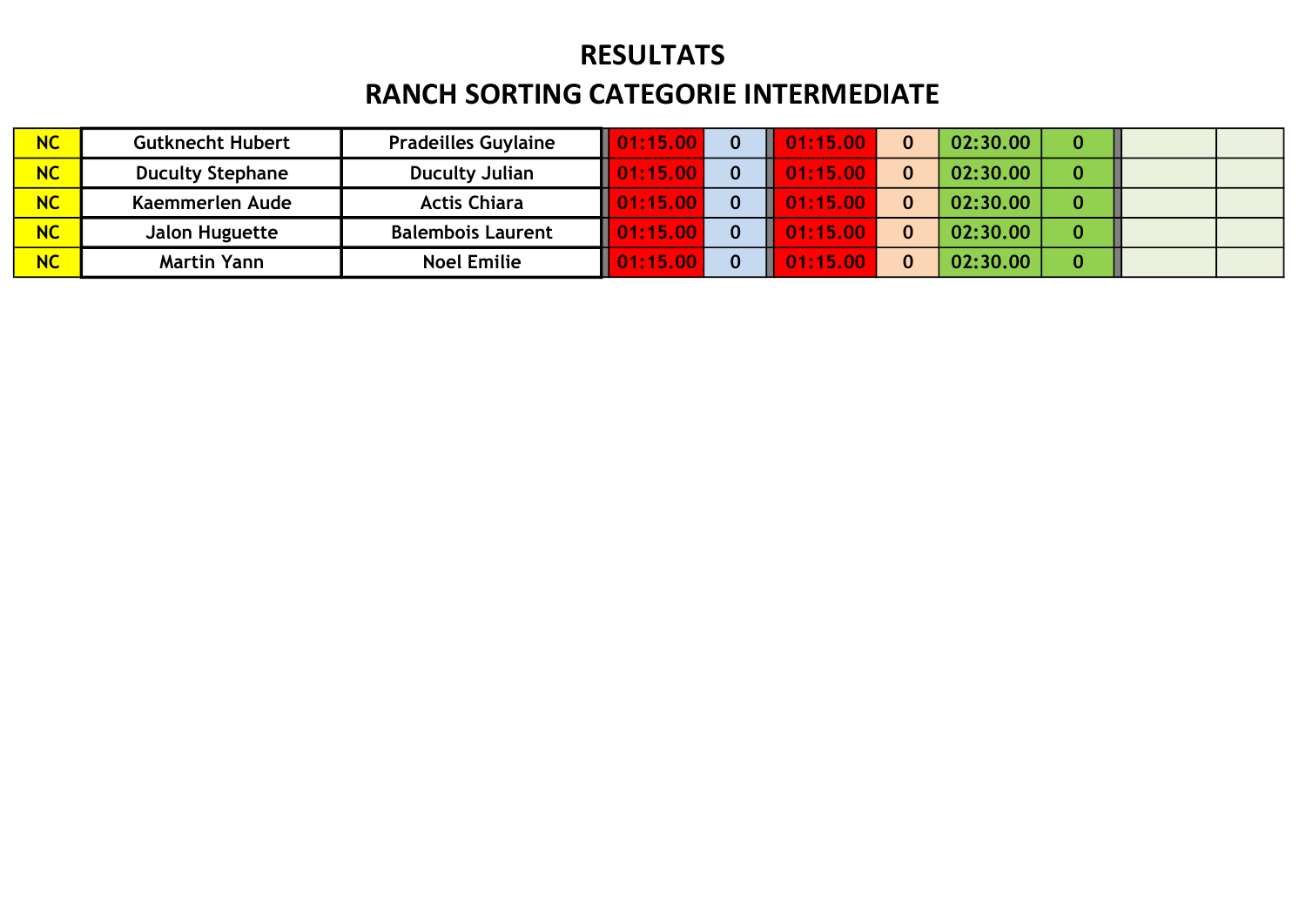# RESULTATS

# RANCH SORTING CATEGORIE INTERMEDIATE

| | | | | | | | | | | |
|---|---|---|---|---|---|---|---|---|---|---|
| NC | Gutknecht Hubert | Pradeilles Guylaine | 01:15.00 | 0 | 01:15.00 | 0 | 02:30.00 | 0 | | |
| NC | Duculty Stephane | Duculty Julian | 01:15.00 | 0 | 01:15.00 | 0 | 02:30.00 | 0 | | |
| NC | Kaemmerlen Aude | Actis Chiara | 01:15.00 | 0 | 01:15.00 | 0 | 02:30.00 | 0 | | |
| NC | Jalon Huguette | Balembois Laurent | 01:15.00 | 0 | 01:15.00 | 0 | 02:30.00 | 0 | | |
| NC | Martin Yann | Noel Emilie | 01:15.00 | 0 | 01:15.00 | 0 | 02:30.00 | 0 | | |